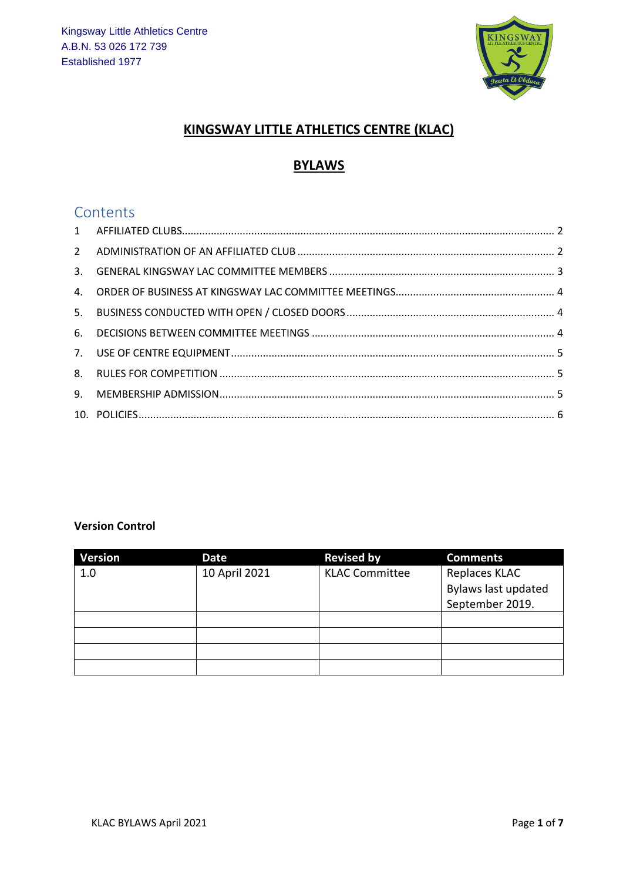Kingsway Little Athletics Centre
A.B.N. 53 026 172 739
Established 1977

# KINGSWAY LITTLE ATHLETICS CENTRE (KLAC)

# BYLAWS

## Contents

1 AFFILIATED CLUBS ..... 2
2 ADMINISTRATION OF AN AFFILIATED CLUB ..... 2
3. GENERAL KINGSWAY LAC COMMITTEE MEMBERS ..... 3
4. ORDER OF BUSINESS AT KINGSWAY LAC COMMITTEE MEETINGS ..... 4
5. BUSINESS CONDUCTED WITH OPEN / CLOSED DOORS ..... 4
6. DECISIONS BETWEEN COMMITTEE MEETINGS ..... 4
7. USE OF CENTRE EQUIPMENT ..... 5
8. RULES FOR COMPETITION ..... 5
9. MEMBERSHIP ADMISSION ..... 5
10. POLICIES ..... 6

**Version Control**

| Version | Date | Revised by | Comments |
|---|---|---|---|
| 1.0 | 10 April 2021 | KLAC Committee | Replaces KLAC Bylaws last updated September 2019. |
| | | | |
| | | | |
| | | | |
| | | | |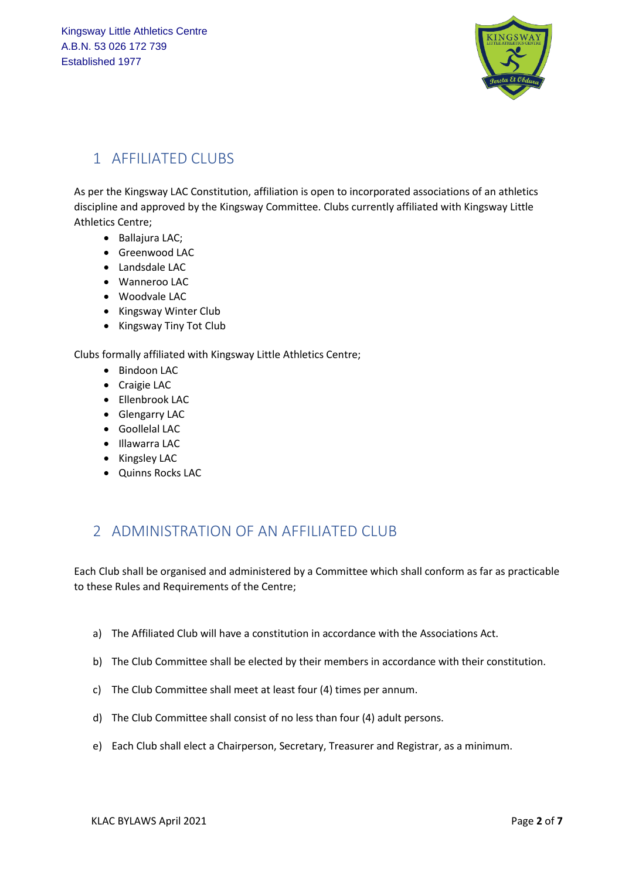## 1 AFFILIATED CLUBS

As per the Kingsway LAC Constitution, affiliation is open to incorporated associations of an athletics discipline and approved by the Kingsway Committee. Clubs currently affiliated with Kingsway Little Athletics Centre;

- Ballajura LAC;
- Greenwood LAC
- Landsdale LAC
- Wanneroo LAC
- Woodvale LAC
- Kingsway Winter Club
- Kingsway Tiny Tot Club

Clubs formally affiliated with Kingsway Little Athletics Centre;

- Bindoon LAC
- Craigie LAC
- Ellenbrook LAC
- Glengarry LAC
- Goollelal LAC
- Illawarra LAC
- Kingsley LAC
- Quinns Rocks LAC

## 2 ADMINISTRATION OF AN AFFILIATED CLUB

Each Club shall be organised and administered by a Committee which shall conform as far as practicable to these Rules and Requirements of the Centre;

a) The Affiliated Club will have a constitution in accordance with the Associations Act.

b) The Club Committee shall be elected by their members in accordance with their constitution.

c) The Club Committee shall meet at least four (4) times per annum.

d) The Club Committee shall consist of no less than four (4) adult persons.

e) Each Club shall elect a Chairperson, Secretary, Treasurer and Registrar, as a minimum.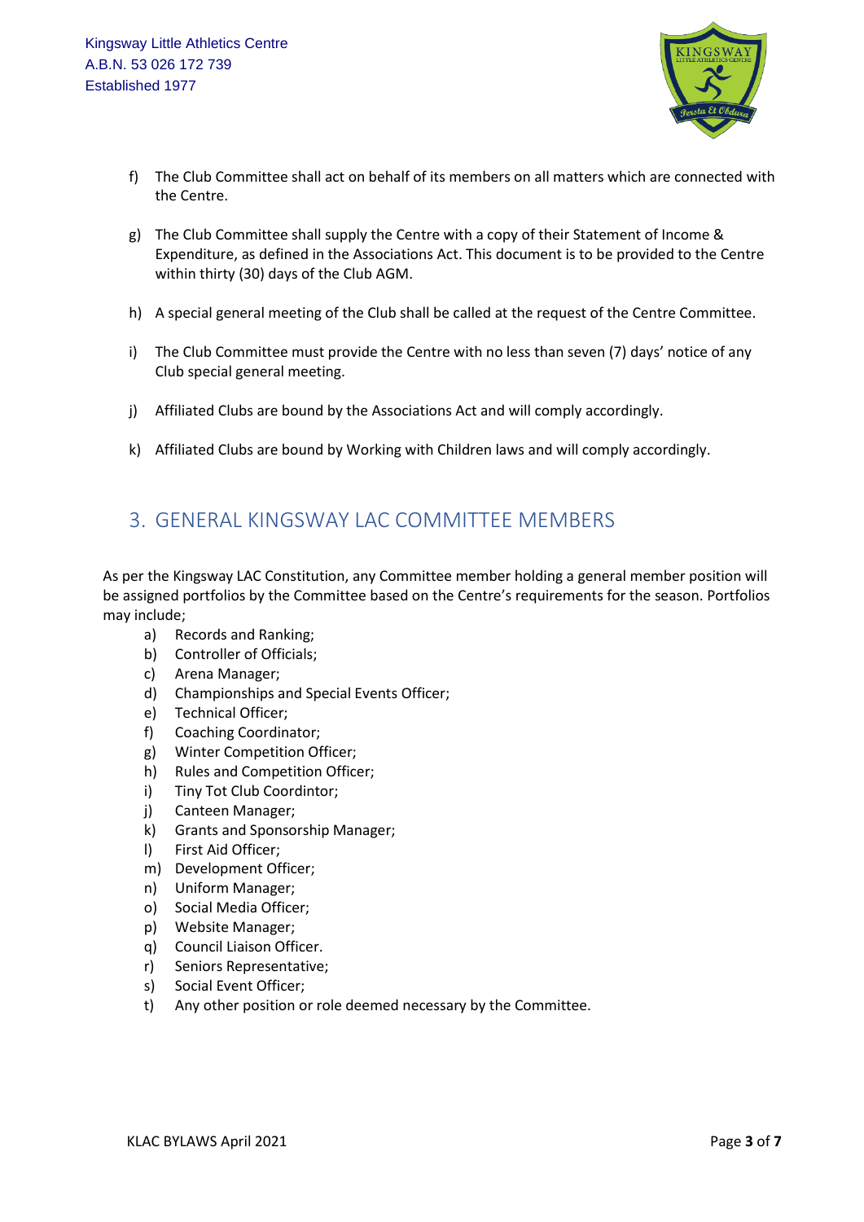f) The Club Committee shall act on behalf of its members on all matters which are connected with the Centre.

g) The Club Committee shall supply the Centre with a copy of their Statement of Income & Expenditure, as defined in the Associations Act. This document is to be provided to the Centre within thirty (30) days of the Club AGM.

h) A special general meeting of the Club shall be called at the request of the Centre Committee.

i) The Club Committee must provide the Centre with no less than seven (7) days' notice of any Club special general meeting.

j) Affiliated Clubs are bound by the Associations Act and will comply accordingly.

k) Affiliated Clubs are bound by Working with Children laws and will comply accordingly.

## 3. GENERAL KINGSWAY LAC COMMITTEE MEMBERS

As per the Kingsway LAC Constitution, any Committee member holding a general member position will be assigned portfolios by the Committee based on the Centre's requirements for the season. Portfolios may include;

a) Records and Ranking;
b) Controller of Officials;
c) Arena Manager;
d) Championships and Special Events Officer;
e) Technical Officer;
f) Coaching Coordinator;
g) Winter Competition Officer;
h) Rules and Competition Officer;
i) Tiny Tot Club Coordintor;
j) Canteen Manager;
k) Grants and Sponsorship Manager;
l) First Aid Officer;
m) Development Officer;
n) Uniform Manager;
o) Social Media Officer;
p) Website Manager;
q) Council Liaison Officer.
r) Seniors Representative;
s) Social Event Officer;
t) Any other position or role deemed necessary by the Committee.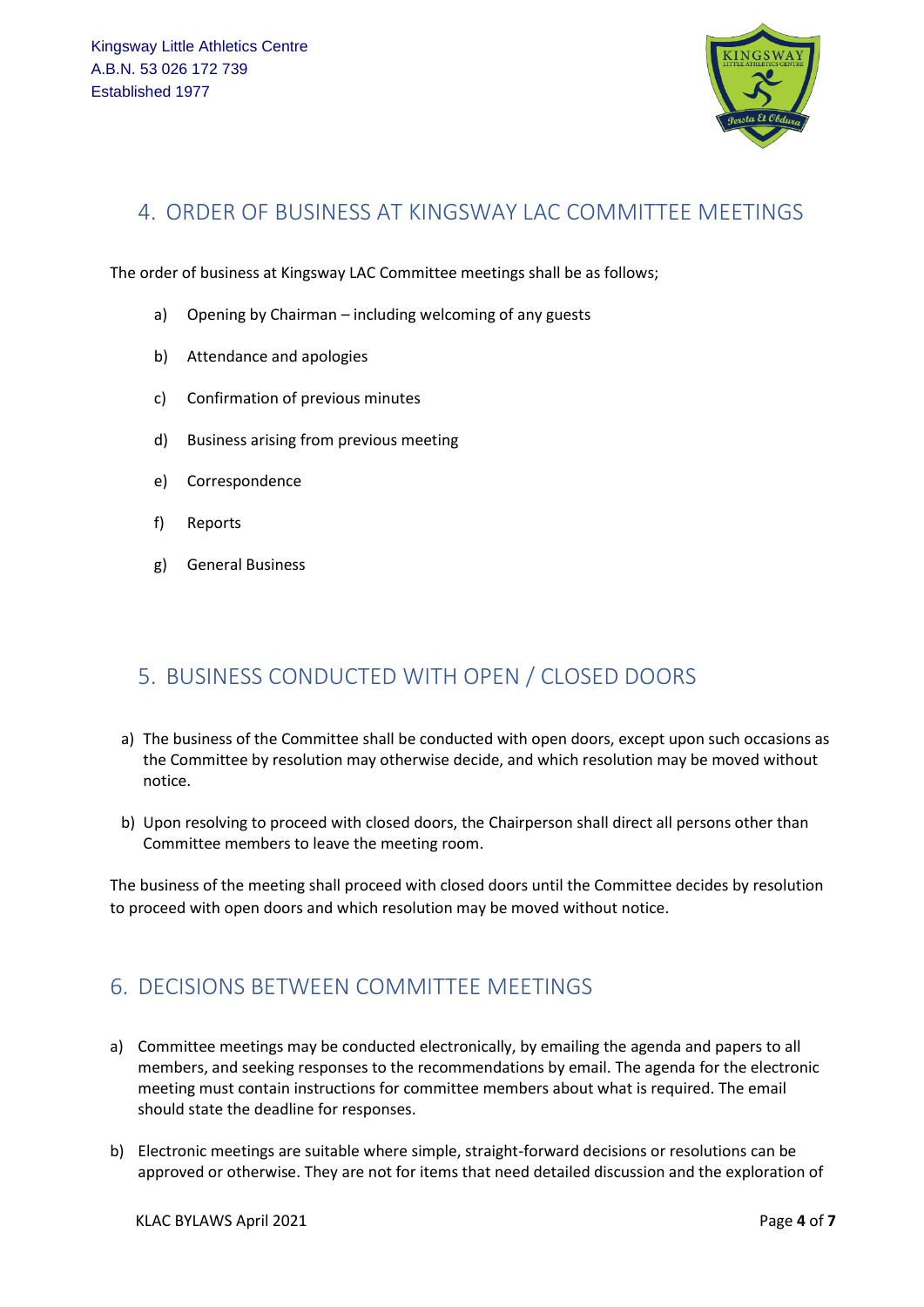## 4. ORDER OF BUSINESS AT KINGSWAY LAC COMMITTEE MEETINGS

The order of business at Kingsway LAC Committee meetings shall be as follows;

a) Opening by Chairman – including welcoming of any guests

b) Attendance and apologies

c) Confirmation of previous minutes

d) Business arising from previous meeting

e) Correspondence

f) Reports

g) General Business

## 5. BUSINESS CONDUCTED WITH OPEN / CLOSED DOORS

a) The business of the Committee shall be conducted with open doors, except upon such occasions as the Committee by resolution may otherwise decide, and which resolution may be moved without notice.

b) Upon resolving to proceed with closed doors, the Chairperson shall direct all persons other than Committee members to leave the meeting room.

The business of the meeting shall proceed with closed doors until the Committee decides by resolution to proceed with open doors and which resolution may be moved without notice.

## 6. DECISIONS BETWEEN COMMITTEE MEETINGS

a) Committee meetings may be conducted electronically, by emailing the agenda and papers to all members, and seeking responses to the recommendations by email. The agenda for the electronic meeting must contain instructions for committee members about what is required. The email should state the deadline for responses.

b) Electronic meetings are suitable where simple, straight-forward decisions or resolutions can be approved or otherwise. They are not for items that need detailed discussion and the exploration of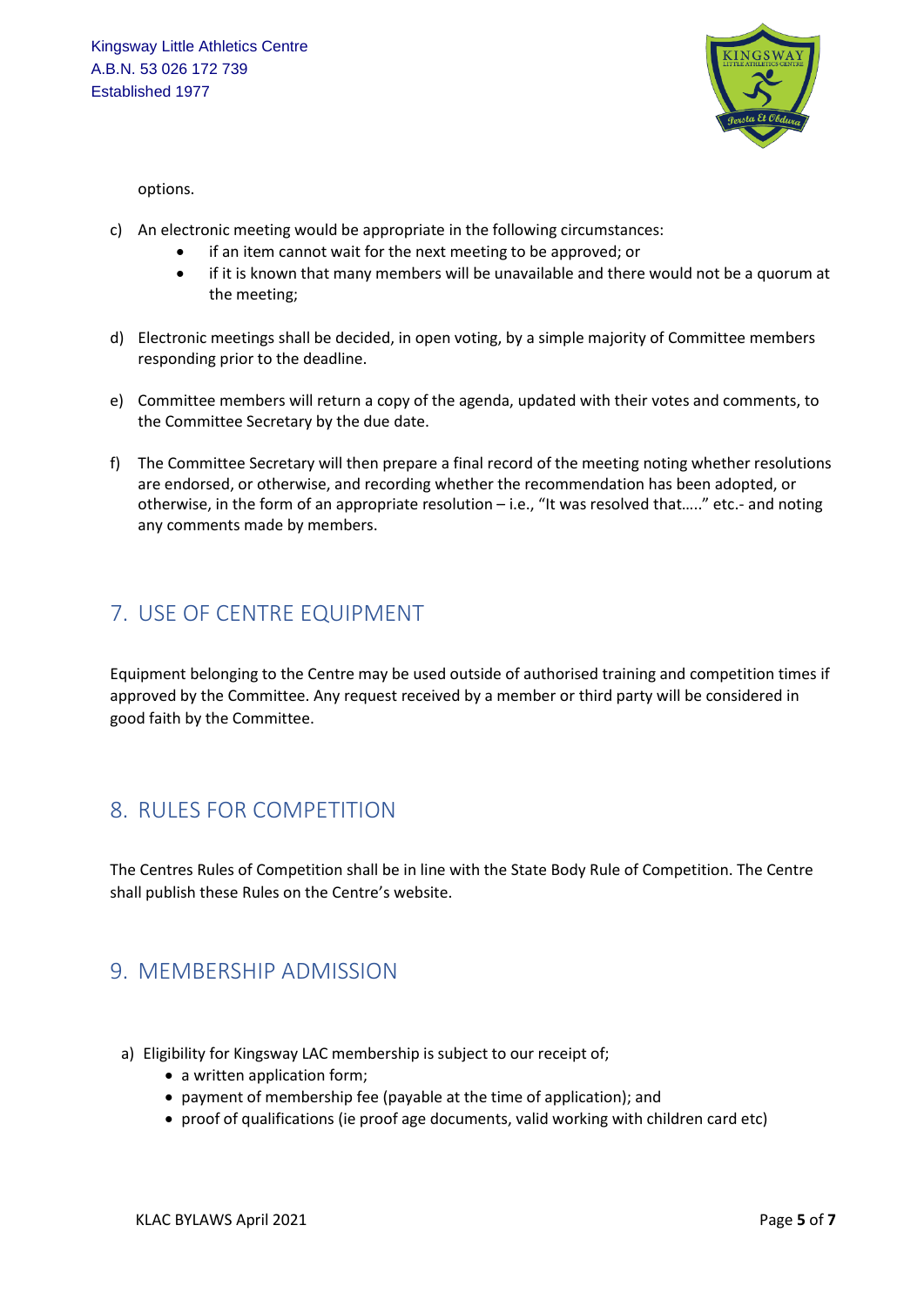options.

c) An electronic meeting would be appropriate in the following circumstances:
    - if an item cannot wait for the next meeting to be approved; or
    - if it is known that many members will be unavailable and there would not be a quorum at the meeting;

d) Electronic meetings shall be decided, in open voting, by a simple majority of Committee members responding prior to the deadline.

e) Committee members will return a copy of the agenda, updated with their votes and comments, to the Committee Secretary by the due date.

f) The Committee Secretary will then prepare a final record of the meeting noting whether resolutions are endorsed, or otherwise, and recording whether the recommendation has been adopted, or otherwise, in the form of an appropriate resolution – i.e., "It was resolved that….." etc.- and noting any comments made by members.

## 7. USE OF CENTRE EQUIPMENT

Equipment belonging to the Centre may be used outside of authorised training and competition times if approved by the Committee. Any request received by a member or third party will be considered in good faith by the Committee.

## 8. RULES FOR COMPETITION

The Centres Rules of Competition shall be in line with the State Body Rule of Competition. The Centre shall publish these Rules on the Centre's website.

## 9. MEMBERSHIP ADMISSION

a) Eligibility for Kingsway LAC membership is subject to our receipt of;
    - a written application form;
    - payment of membership fee (payable at the time of application); and
    - proof of qualifications (ie proof age documents, valid working with children card etc)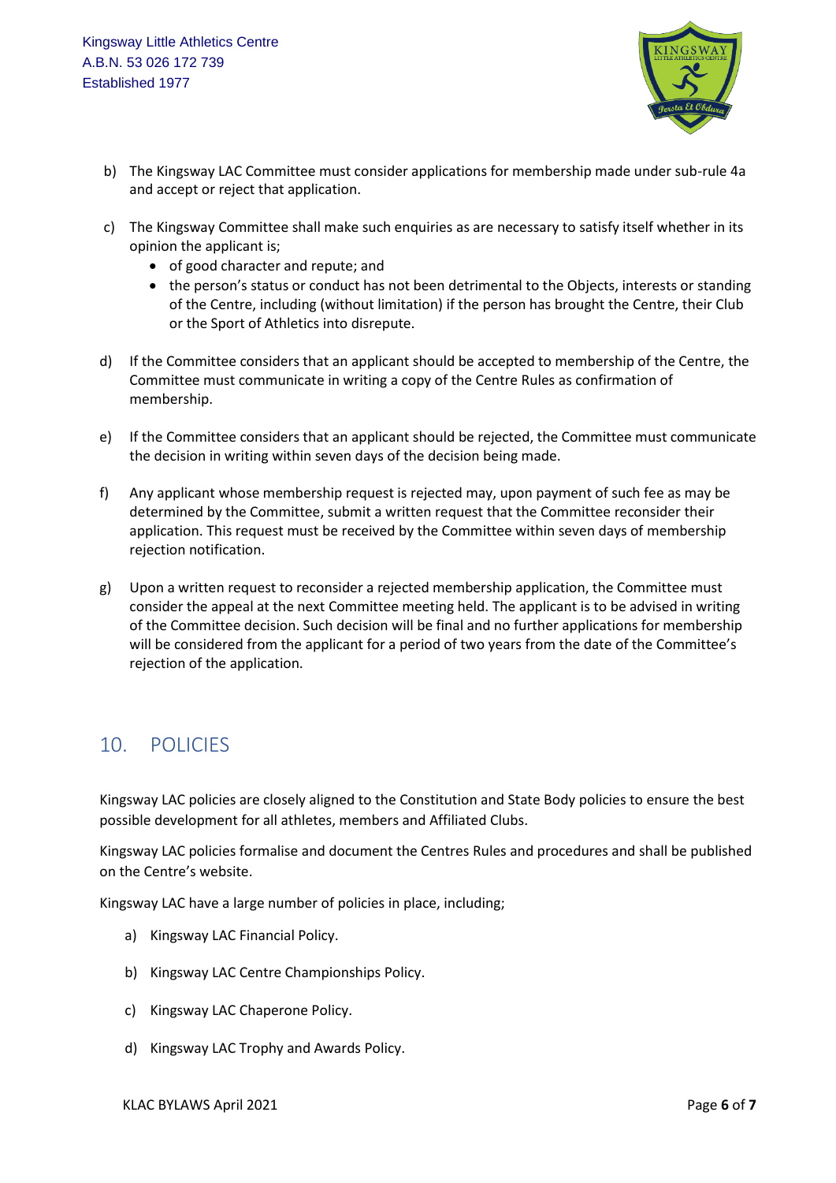b) The Kingsway LAC Committee must consider applications for membership made under sub-rule 4a and accept or reject that application.

c) The Kingsway Committee shall make such enquiries as are necessary to satisfy itself whether in its opinion the applicant is;
   - of good character and repute; and
   - the person's status or conduct has not been detrimental to the Objects, interests or standing of the Centre, including (without limitation) if the person has brought the Centre, their Club or the Sport of Athletics into disrepute.

d) If the Committee considers that an applicant should be accepted to membership of the Centre, the Committee must communicate in writing a copy of the Centre Rules as confirmation of membership.

e) If the Committee considers that an applicant should be rejected, the Committee must communicate the decision in writing within seven days of the decision being made.

f) Any applicant whose membership request is rejected may, upon payment of such fee as may be determined by the Committee, submit a written request that the Committee reconsider their application. This request must be received by the Committee within seven days of membership rejection notification.

g) Upon a written request to reconsider a rejected membership application, the Committee must consider the appeal at the next Committee meeting held. The applicant is to be advised in writing of the Committee decision. Such decision will be final and no further applications for membership will be considered from the applicant for a period of two years from the date of the Committee's rejection of the application.

## 10. POLICIES

Kingsway LAC policies are closely aligned to the Constitution and State Body policies to ensure the best possible development for all athletes, members and Affiliated Clubs.

Kingsway LAC policies formalise and document the Centres Rules and procedures and shall be published on the Centre's website.

Kingsway LAC have a large number of policies in place, including;

a) Kingsway LAC Financial Policy.

b) Kingsway LAC Centre Championships Policy.

c) Kingsway LAC Chaperone Policy.

d) Kingsway LAC Trophy and Awards Policy.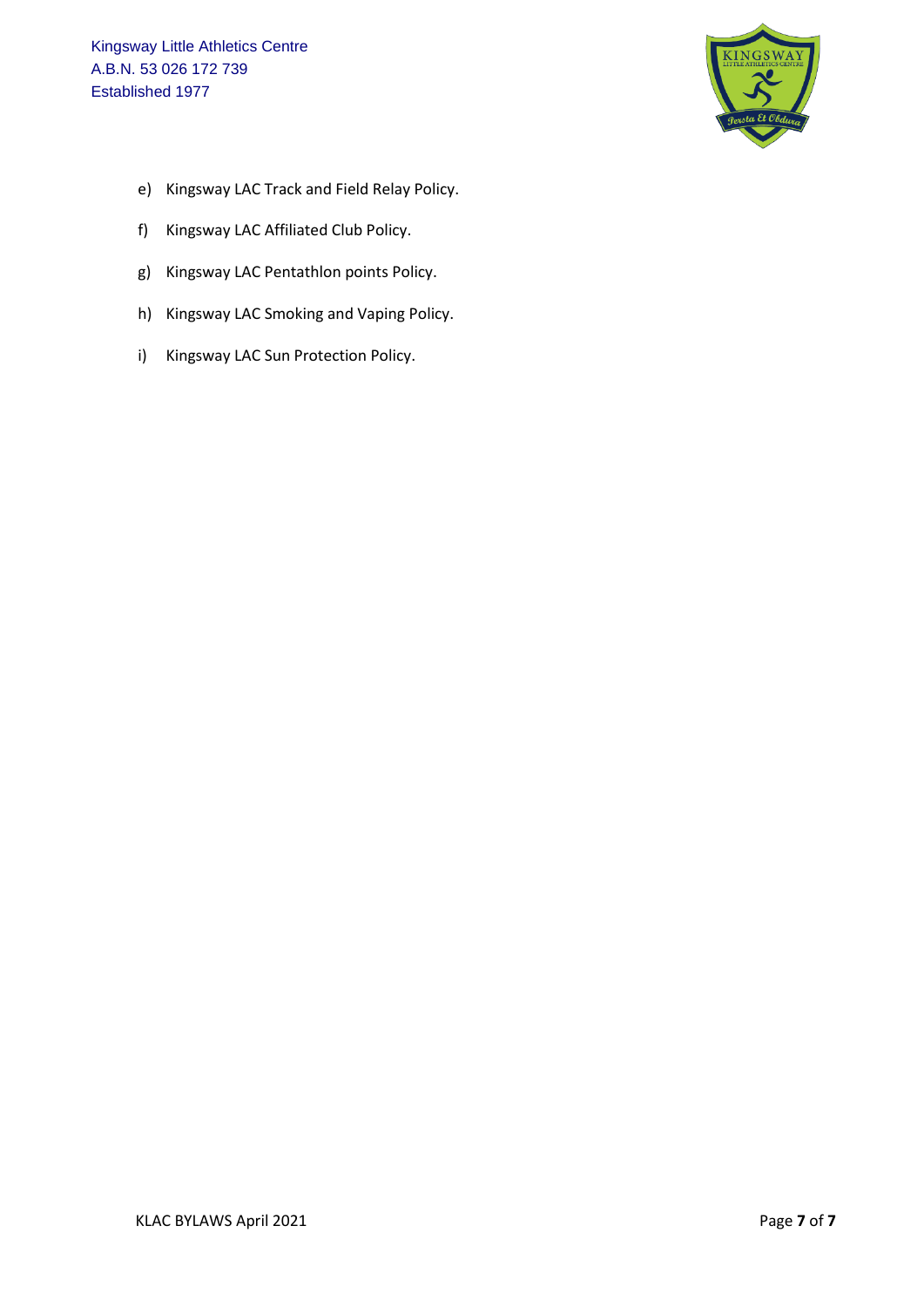e) Kingsway LAC Track and Field Relay Policy.

f) Kingsway LAC Affiliated Club Policy.

g) Kingsway LAC Pentathlon points Policy.

h) Kingsway LAC Smoking and Vaping Policy.

i) Kingsway LAC Sun Protection Policy.